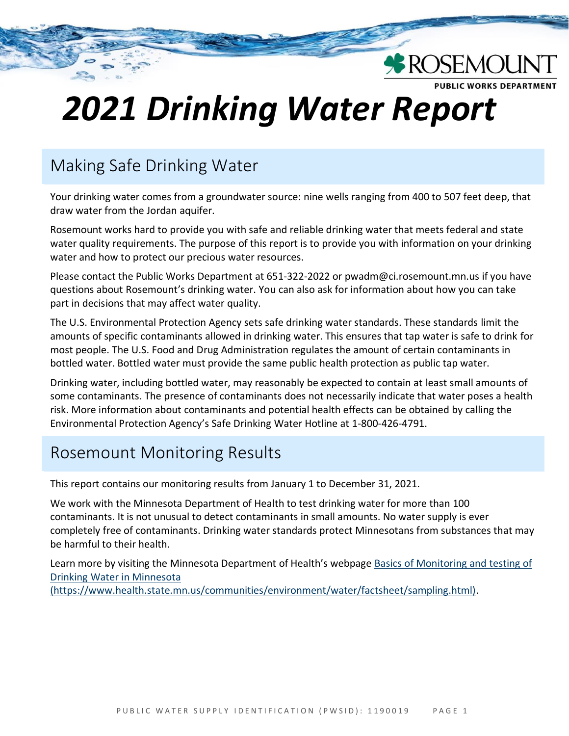ROSEMOUNT
PUBLIC WORKS DEPARTMENT

# *2021 Drinking Water Report*

## Making Safe Drinking Water

Your drinking water comes from a groundwater source: nine wells ranging from 400 to 507 feet deep, that draw water from the Jordan aquifer.

Rosemount works hard to provide you with safe and reliable drinking water that meets federal and state water quality requirements. The purpose of this report is to provide you with information on your drinking water and how to protect our precious water resources.

Please contact the Public Works Department at 651-322-2022 or pwadm@ci.rosemount.mn.us if you have questions about Rosemount's drinking water. You can also ask for information about how you can take part in decisions that may affect water quality.

The U.S. Environmental Protection Agency sets safe drinking water standards. These standards limit the amounts of specific contaminants allowed in drinking water. This ensures that tap water is safe to drink for most people. The U.S. Food and Drug Administration regulates the amount of certain contaminants in bottled water. Bottled water must provide the same public health protection as public tap water.

Drinking water, including bottled water, may reasonably be expected to contain at least small amounts of some contaminants. The presence of contaminants does not necessarily indicate that water poses a health risk. More information about contaminants and potential health effects can be obtained by calling the Environmental Protection Agency's Safe Drinking Water Hotline at 1-800-426-4791.

## Rosemount Monitoring Results

This report contains our monitoring results from January 1 to December 31, 2021.

We work with the Minnesota Department of Health to test drinking water for more than 100 contaminants. It is not unusual to detect contaminants in small amounts. No water supply is ever completely free of contaminants. Drinking water standards protect Minnesotans from substances that may be harmful to their health.

Learn more by visiting the Minnesota Department of Health's webpage [Basics of Monitoring and testing of Drinking Water in Minnesota (https://www.health.state.mn.us/communities/environment/water/factsheet/sampling.html)](https://www.health.state.mn.us/communities/environment/water/factsheet/sampling.html).

PUBLIC WATER SUPPLY IDENTIFICATION (PWSID): 1190019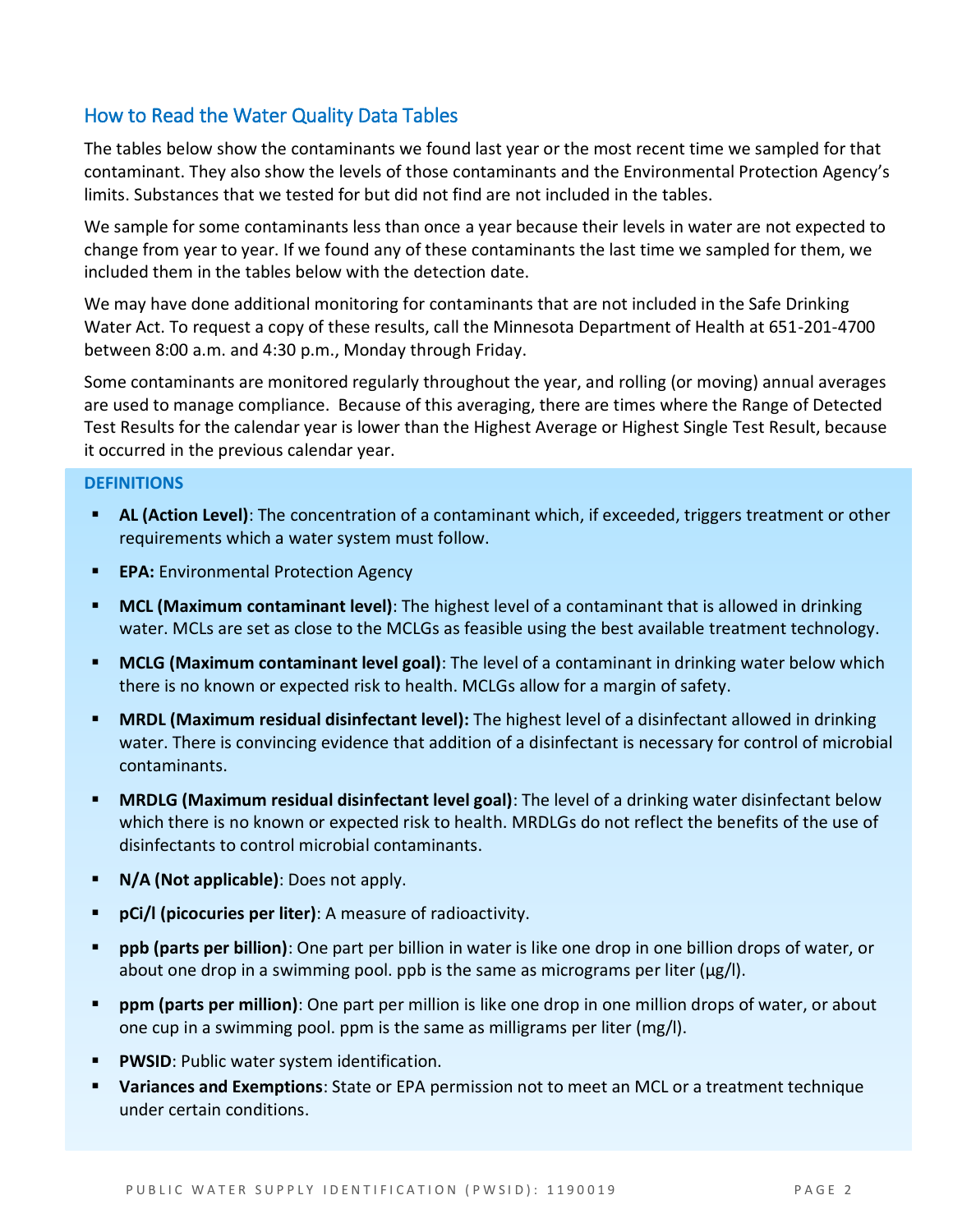## How to Read the Water Quality Data Tables

The tables below show the contaminants we found last year or the most recent time we sampled for that contaminant. They also show the levels of those contaminants and the Environmental Protection Agency's limits. Substances that we tested for but did not find are not included in the tables.

We sample for some contaminants less than once a year because their levels in water are not expected to change from year to year. If we found any of these contaminants the last time we sampled for them, we included them in the tables below with the detection date.

We may have done additional monitoring for contaminants that are not included in the Safe Drinking Water Act. To request a copy of these results, call the Minnesota Department of Health at 651-201-4700 between 8:00 a.m. and 4:30 p.m., Monday through Friday.

Some contaminants are monitored regularly throughout the year, and rolling (or moving) annual averages are used to manage compliance. Because of this averaging, there are times where the Range of Detected Test Results for the calendar year is lower than the Highest Average or Highest Single Test Result, because it occurred in the previous calendar year.

### DEFINITIONS

- **AL (Action Level)**: The concentration of a contaminant which, if exceeded, triggers treatment or other requirements which a water system must follow.
- **EPA:** Environmental Protection Agency
- **MCL (Maximum contaminant level)**: The highest level of a contaminant that is allowed in drinking water. MCLs are set as close to the MCLGs as feasible using the best available treatment technology.
- **MCLG (Maximum contaminant level goal)**: The level of a contaminant in drinking water below which there is no known or expected risk to health. MCLGs allow for a margin of safety.
- **MRDL (Maximum residual disinfectant level):** The highest level of a disinfectant allowed in drinking water. There is convincing evidence that addition of a disinfectant is necessary for control of microbial contaminants.
- **MRDLG (Maximum residual disinfectant level goal)**: The level of a drinking water disinfectant below which there is no known or expected risk to health. MRDLGs do not reflect the benefits of the use of disinfectants to control microbial contaminants.
- **N/A (Not applicable)**: Does not apply.
- **pCi/l (picocuries per liter)**: A measure of radioactivity.
- **ppb (parts per billion)**: One part per billion in water is like one drop in one billion drops of water, or about one drop in a swimming pool. ppb is the same as micrograms per liter (μg/l).
- **ppm (parts per million)**: One part per million is like one drop in one million drops of water, or about one cup in a swimming pool. ppm is the same as milligrams per liter (mg/l).
- **PWSID**: Public water system identification.
- **Variances and Exemptions**: State or EPA permission not to meet an MCL or a treatment technique under certain conditions.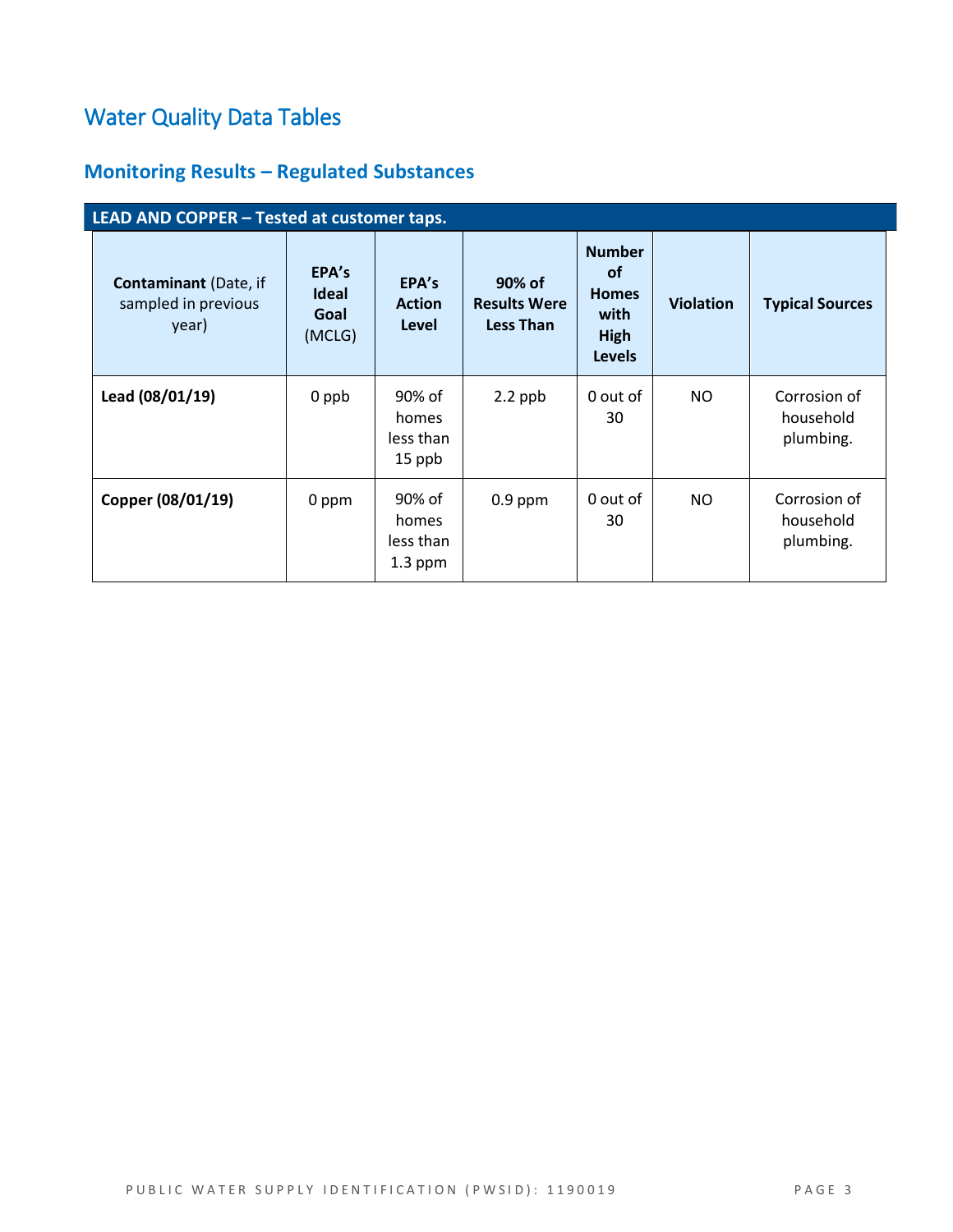# Water Quality Data Tables

## Monitoring Results – Regulated Substances

| LEAD AND COPPER – Tested at customer taps. | | | | | | |
|---|---|---|---|---|---|---|
| **Contaminant** (Date, if sampled in previous year) | **EPA's Ideal Goal** (MCLG) | **EPA's Action Level** | **90% of Results Were Less Than** | **Number of Homes with High Levels** | **Violation** | **Typical Sources** |
| **Lead (08/01/19)** | 0 ppb | 90% of homes less than 15 ppb | 2.2 ppb | 0 out of 30 | NO | Corrosion of household plumbing. |
| **Copper (08/01/19)** | 0 ppm | 90% of homes less than 1.3 ppm | 0.9 ppm | 0 out of 30 | NO | Corrosion of household plumbing. |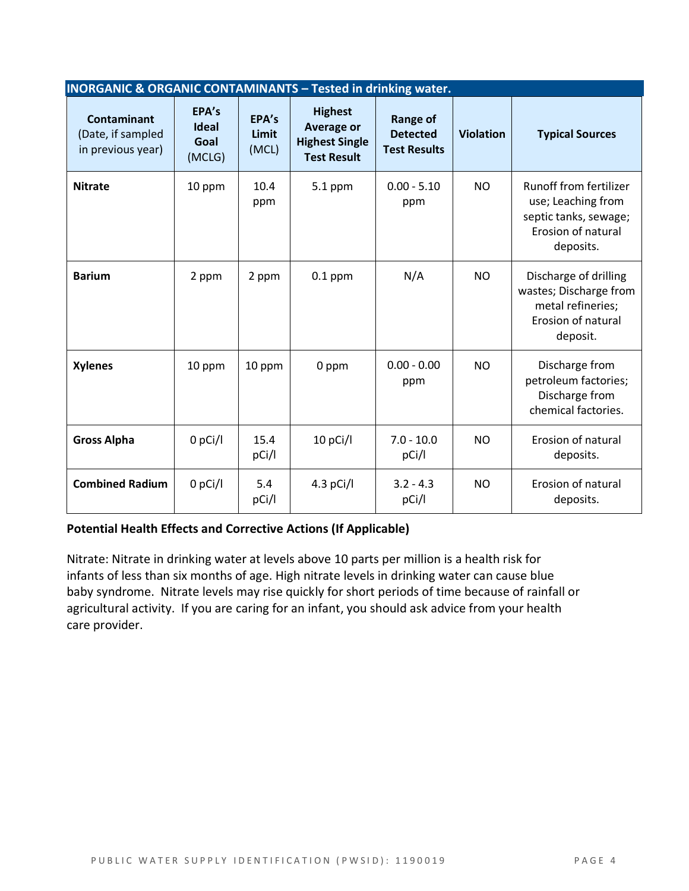| INORGANIC & ORGANIC CONTAMINANTS – Tested in drinking water. | | | | | | |
|---|---|---|---|---|---|---|
| **Contaminant** (Date, if sampled in previous year) | **EPA's Ideal Goal** (MCLG) | **EPA's Limit** (MCL) | **Highest Average or Highest Single Test Result** | **Range of Detected Test Results** | **Violation** | **Typical Sources** |
| **Nitrate** | 10 ppm | 10.4 ppm | 5.1 ppm | 0.00 - 5.10 ppm | NO | Runoff from fertilizer use; Leaching from septic tanks, sewage; Erosion of natural deposits. |
| **Barium** | 2 ppm | 2 ppm | 0.1 ppm | N/A | NO | Discharge of drilling wastes; Discharge from metal refineries; Erosion of natural deposit. |
| **Xylenes** | 10 ppm | 10 ppm | 0 ppm | 0.00 - 0.00 ppm | NO | Discharge from petroleum factories; Discharge from chemical factories. |
| **Gross Alpha** | 0 pCi/l | 15.4 pCi/l | 10 pCi/l | 7.0 - 10.0 pCi/l | NO | Erosion of natural deposits. |
| **Combined Radium** | 0 pCi/l | 5.4 pCi/l | 4.3 pCi/l | 3.2 - 4.3 pCi/l | NO | Erosion of natural deposits. |

**Potential Health Effects and Corrective Actions (If Applicable)**

Nitrate: Nitrate in drinking water at levels above 10 parts per million is a health risk for infants of less than six months of age. High nitrate levels in drinking water can cause blue baby syndrome. Nitrate levels may rise quickly for short periods of time because of rainfall or agricultural activity. If you are caring for an infant, you should ask advice from your health care provider.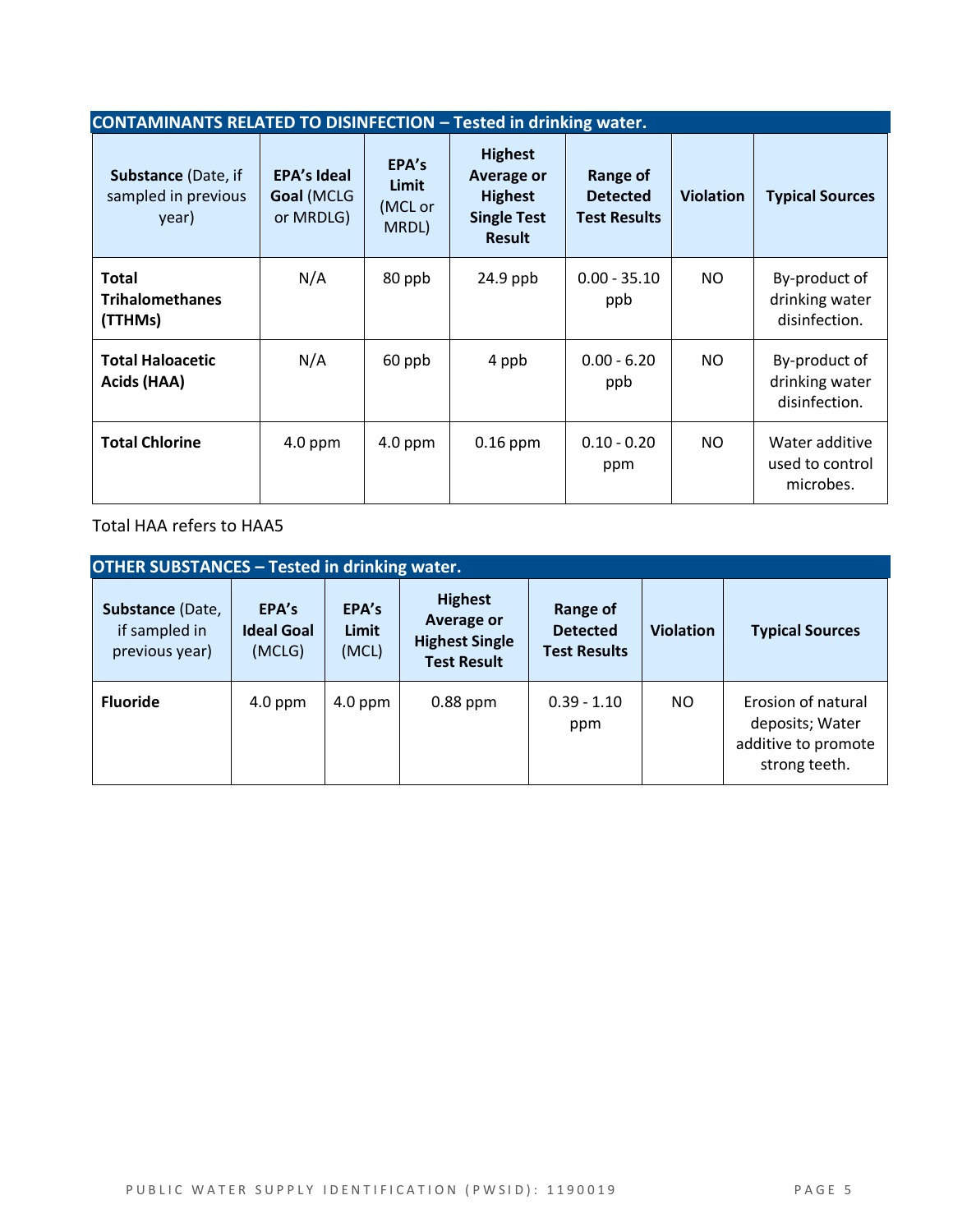| **CONTAINMENTS RELATED TO DISINFECTION – Tested in drinking water.** | | | | | | |
|---|---|---|---|---|---|---|
| **Substance** (Date, if sampled in previous year) | **EPA's Ideal Goal** (MCLG or MRDLG) | **EPA's Limit** (MCL or MRDL) | **Highest Average or Highest Single Test Result** | **Range of Detected Test Results** | **Violation** | **Typical Sources** |
| **Total Trihalomethanes (TTHMs)** | N/A | 80 ppb | 24.9 ppb | 0.00 - 35.10 ppb | NO | By-product of drinking water disinfection. |
| **Total Haloacetic Acids (HAA)** | N/A | 60 ppb | 4 ppb | 0.00 - 6.20 ppb | NO | By-product of drinking water disinfection. |
| **Total Chlorine** | 4.0 ppm | 4.0 ppm | 0.16 ppm | 0.10 - 0.20 ppm | NO | Water additive used to control microbes. |

Total HAA refers to HAA5

| **OTHER SUBSTANCES – Tested in drinking water.** | | | | | | |
|---|---|---|---|---|---|---|
| **Substance** (Date, if sampled in previous year) | **EPA's Ideal Goal** (MCLG) | **EPA's Limit** (MCL) | **Highest Average or Highest Single Test Result** | **Range of Detected Test Results** | **Violation** | **Typical Sources** |
| **Fluoride** | 4.0 ppm | 4.0 ppm | 0.88 ppm | 0.39 - 1.10 ppm | NO | Erosion of natural deposits; Water additive to promote strong teeth. |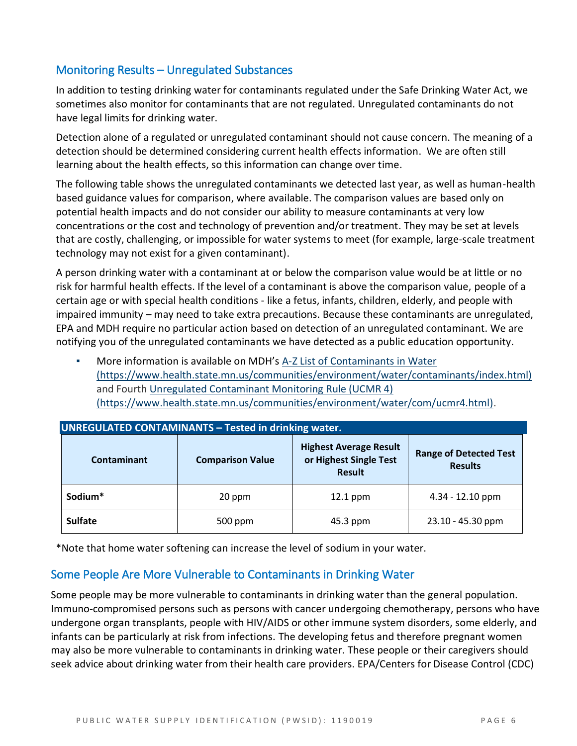## Monitoring Results – Unregulated Substances

In addition to testing drinking water for contaminants regulated under the Safe Drinking Water Act, we sometimes also monitor for contaminants that are not regulated. Unregulated contaminants do not have legal limits for drinking water.

Detection alone of a regulated or unregulated contaminant should not cause concern. The meaning of a detection should be determined considering current health effects information. We are often still learning about the health effects, so this information can change over time.

The following table shows the unregulated contaminants we detected last year, as well as human-health based guidance values for comparison, where available. The comparison values are based only on potential health impacts and do not consider our ability to measure contaminants at very low concentrations or the cost and technology of prevention and/or treatment. They may be set at levels that are costly, challenging, or impossible for water systems to meet (for example, large-scale treatment technology may not exist for a given contaminant).

A person drinking water with a contaminant at or below the comparison value would be at little or no risk for harmful health effects. If the level of a contaminant is above the comparison value, people of a certain age or with special health conditions - like a fetus, infants, children, elderly, and people with impaired immunity – may need to take extra precautions. Because these contaminants are unregulated, EPA and MDH require no particular action based on detection of an unregulated contaminant. We are notifying you of the unregulated contaminants we have detected as a public education opportunity.

- More information is available on MDH's A-Z List of Contaminants in Water (https://www.health.state.mn.us/communities/environment/water/contaminants/index.html) and Fourth Unregulated Contaminant Monitoring Rule (UCMR 4) (https://www.health.state.mn.us/communities/environment/water/com/ucmr4.html).

**UNREGULATED CONTAMINANTS – Tested in drinking water.**

| Contaminant | Comparison Value | Highest Average Result or Highest Single Test Result | Range of Detected Test Results |
|---|---|---|---|
| **Sodium*** | 20 ppm | 12.1 ppm | 4.34 - 12.10 ppm |
| **Sulfate** | 500 ppm | 45.3 ppm | 23.10 - 45.30 ppm |

*Note that home water softening can increase the level of sodium in your water.

## Some People Are More Vulnerable to Contaminants in Drinking Water

Some people may be more vulnerable to contaminants in drinking water than the general population. Immuno-compromised persons such as persons with cancer undergoing chemotherapy, persons who have undergone organ transplants, people with HIV/AIDS or other immune system disorders, some elderly, and infants can be particularly at risk from infections. The developing fetus and therefore pregnant women may also be more vulnerable to contaminants in drinking water. These people or their caregivers should seek advice about drinking water from their health care providers. EPA/Centers for Disease Control (CDC)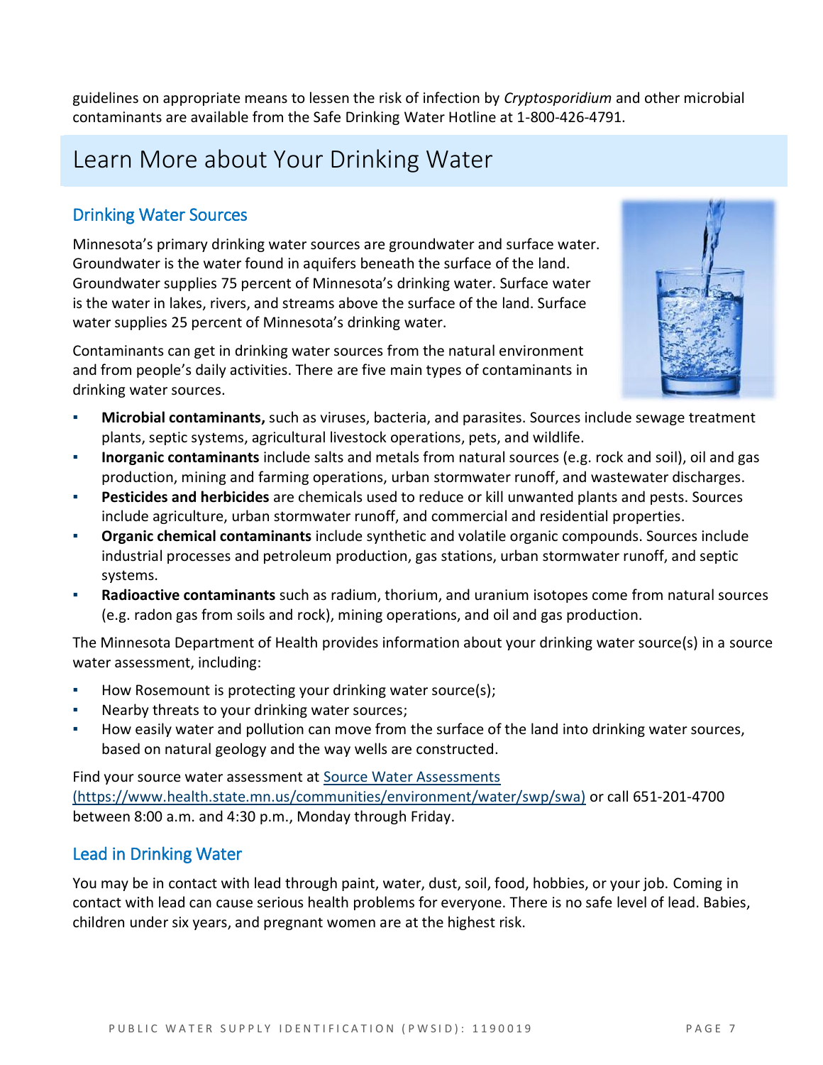guidelines on appropriate means to lessen the risk of infection by *Cryptosporidium* and other microbial contaminants are available from the Safe Drinking Water Hotline at 1-800-426-4791.

# Learn More about Your Drinking Water

## Drinking Water Sources

Minnesota's primary drinking water sources are groundwater and surface water. Groundwater is the water found in aquifers beneath the surface of the land. Groundwater supplies 75 percent of Minnesota's drinking water. Surface water is the water in lakes, rivers, and streams above the surface of the land. Surface water supplies 25 percent of Minnesota's drinking water.

Contaminants can get in drinking water sources from the natural environment and from people's daily activities. There are five main types of contaminants in drinking water sources.

- **Microbial contaminants,** such as viruses, bacteria, and parasites. Sources include sewage treatment plants, septic systems, agricultural livestock operations, pets, and wildlife.
- **Inorganic contaminants** include salts and metals from natural sources (e.g. rock and soil), oil and gas production, mining and farming operations, urban stormwater runoff, and wastewater discharges.
- **Pesticides and herbicides** are chemicals used to reduce or kill unwanted plants and pests. Sources include agriculture, urban stormwater runoff, and commercial and residential properties.
- **Organic chemical contaminants** include synthetic and volatile organic compounds. Sources include industrial processes and petroleum production, gas stations, urban stormwater runoff, and septic systems.
- **Radioactive contaminants** such as radium, thorium, and uranium isotopes come from natural sources (e.g. radon gas from soils and rock), mining operations, and oil and gas production.

The Minnesota Department of Health provides information about your drinking water source(s) in a source water assessment, including:

- How Rosemount is protecting your drinking water source(s);
- Nearby threats to your drinking water sources;
- How easily water and pollution can move from the surface of the land into drinking water sources, based on natural geology and the way wells are constructed.

Find your source water assessment at [Source Water Assessments (https://www.health.state.mn.us/communities/environment/water/swp/swa)](https://www.health.state.mn.us/communities/environment/water/swp/swa) or call 651-201-4700 between 8:00 a.m. and 4:30 p.m., Monday through Friday.

## Lead in Drinking Water

You may be in contact with lead through paint, water, dust, soil, food, hobbies, or your job. Coming in contact with lead can cause serious health problems for everyone. There is no safe level of lead. Babies, children under six years, and pregnant women are at the highest risk.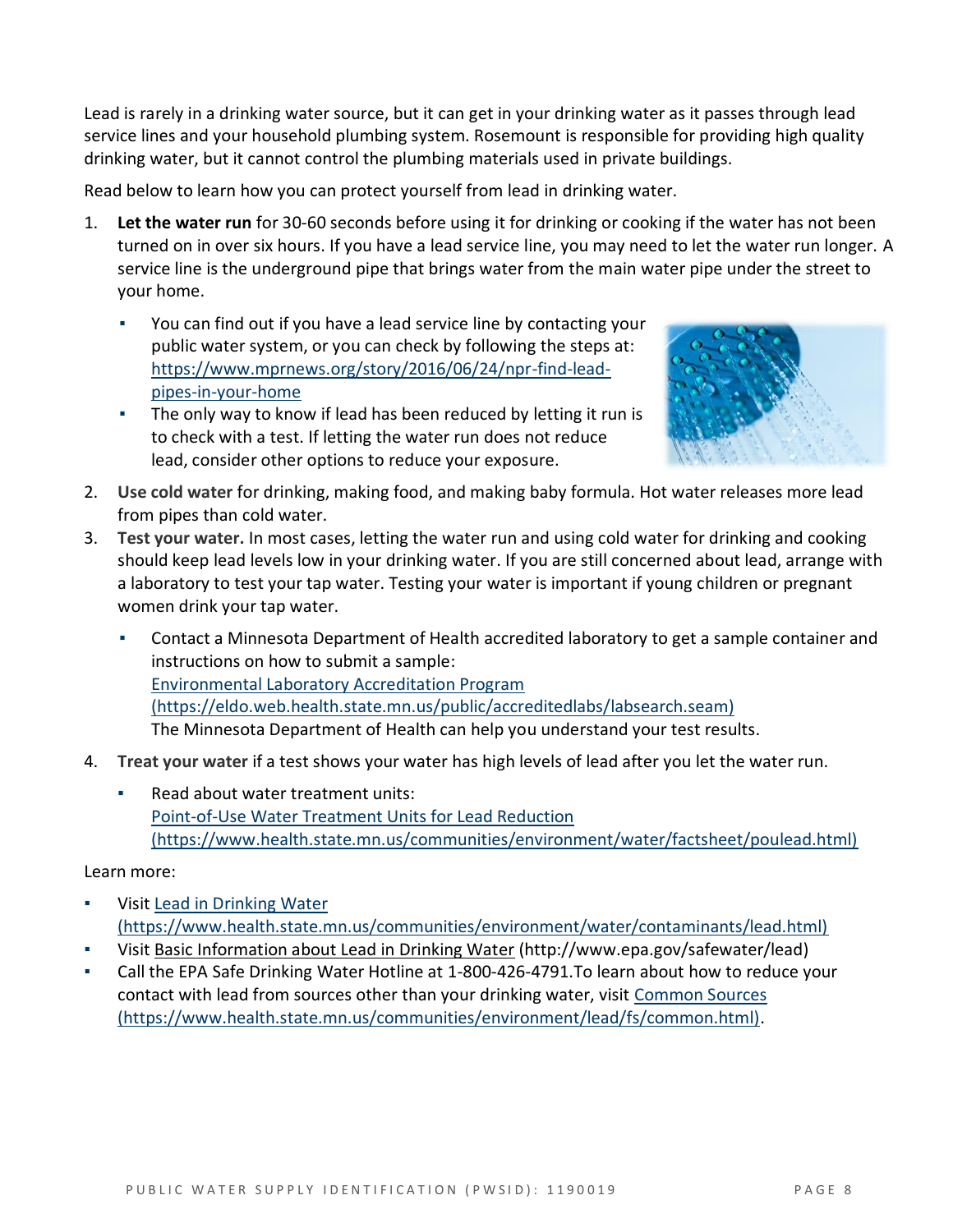Lead is rarely in a drinking water source, but it can get in your drinking water as it passes through lead service lines and your household plumbing system. Rosemount is responsible for providing high quality drinking water, but it cannot control the plumbing materials used in private buildings.

Read below to learn how you can protect yourself from lead in drinking water.

1. **Let the water run** for 30-60 seconds before using it for drinking or cooking if the water has not been turned on in over six hours. If you have a lead service line, you may need to let the water run longer. A service line is the underground pipe that brings water from the main water pipe under the street to your home.
   - You can find out if you have a lead service line by contacting your public water system, or you can check by following the steps at: [https://www.mprnews.org/story/2016/06/24/npr-find-lead-pipes-in-your-home](https://www.mprnews.org/story/2016/06/24/npr-find-lead-pipes-in-your-home)
   - The only way to know if lead has been reduced by letting it run is to check with a test. If letting the water run does not reduce lead, consider other options to reduce your exposure.
2. **Use cold water** for drinking, making food, and making baby formula. Hot water releases more lead from pipes than cold water.
3. **Test your water.** In most cases, letting the water run and using cold water for drinking and cooking should keep lead levels low in your drinking water. If you are still concerned about lead, arrange with a laboratory to test your tap water. Testing your water is important if young children or pregnant women drink your tap water.
   - Contact a Minnesota Department of Health accredited laboratory to get a sample container and instructions on how to submit a sample:
     [Environmental Laboratory Accreditation Program (https://eldo.web.health.state.mn.us/public/accreditedlabs/labsearch.seam)](https://eldo.web.health.state.mn.us/public/accreditedlabs/labsearch.seam)
     The Minnesota Department of Health can help you understand your test results.
4. **Treat your water** if a test shows your water has high levels of lead after you let the water run.
   - Read about water treatment units:
     [Point-of-Use Water Treatment Units for Lead Reduction (https://www.health.state.mn.us/communities/environment/water/factsheet/poulead.html)](https://www.health.state.mn.us/communities/environment/water/factsheet/poulead.html)

Learn more:

- Visit [Lead in Drinking Water (https://www.health.state.mn.us/communities/environment/water/contaminants/lead.html)](https://www.health.state.mn.us/communities/environment/water/contaminants/lead.html)
- Visit Basic Information about Lead in Drinking Water (http://www.epa.gov/safewater/lead)
- Call the EPA Safe Drinking Water Hotline at 1-800-426-4791.To learn about how to reduce your contact with lead from sources other than your drinking water, visit [Common Sources (https://www.health.state.mn.us/communities/environment/lead/fs/common.html)](https://www.health.state.mn.us/communities/environment/lead/fs/common.html).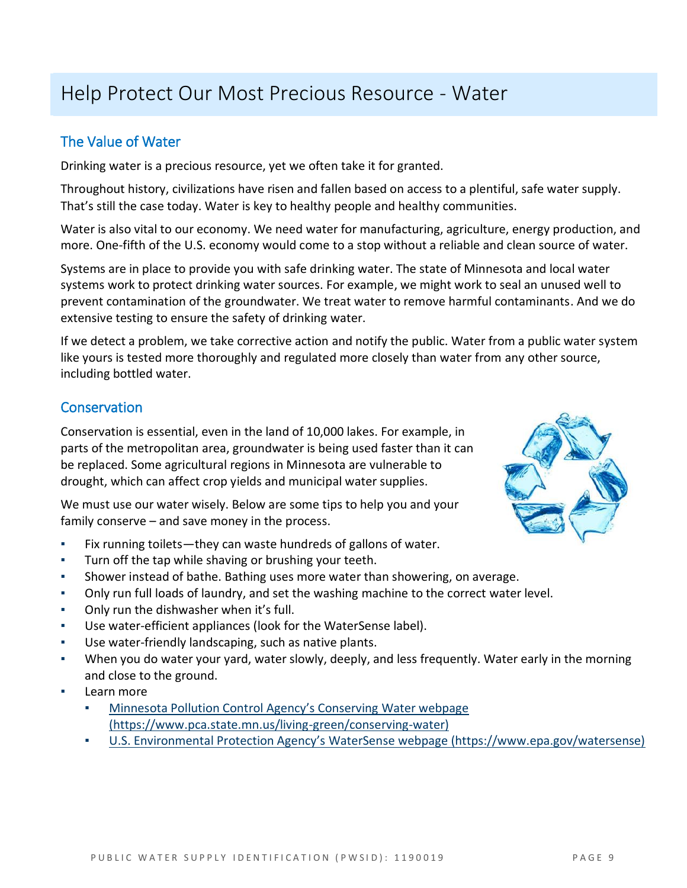# Help Protect Our Most Precious Resource - Water

## The Value of Water

Drinking water is a precious resource, yet we often take it for granted.

Throughout history, civilizations have risen and fallen based on access to a plentiful, safe water supply. That's still the case today. Water is key to healthy people and healthy communities.

Water is also vital to our economy. We need water for manufacturing, agriculture, energy production, and more. One-fifth of the U.S. economy would come to a stop without a reliable and clean source of water.

Systems are in place to provide you with safe drinking water. The state of Minnesota and local water systems work to protect drinking water sources. For example, we might work to seal an unused well to prevent contamination of the groundwater. We treat water to remove harmful contaminants. And we do extensive testing to ensure the safety of drinking water.

If we detect a problem, we take corrective action and notify the public. Water from a public water system like yours is tested more thoroughly and regulated more closely than water from any other source, including bottled water.

## Conservation

Conservation is essential, even in the land of 10,000 lakes. For example, in parts of the metropolitan area, groundwater is being used faster than it can be replaced. Some agricultural regions in Minnesota are vulnerable to drought, which can affect crop yields and municipal water supplies.

We must use our water wisely. Below are some tips to help you and your family conserve – and save money in the process.

- Fix running toilets—they can waste hundreds of gallons of water.
- Turn off the tap while shaving or brushing your teeth.
- Shower instead of bathe. Bathing uses more water than showering, on average.
- Only run full loads of laundry, and set the washing machine to the correct water level.
- Only run the dishwasher when it's full.
- Use water-efficient appliances (look for the WaterSense label).
- Use water-friendly landscaping, such as native plants.
- When you do water your yard, water slowly, deeply, and less frequently. Water early in the morning and close to the ground.
- Learn more
  - [Minnesota Pollution Control Agency's Conserving Water webpage (https://www.pca.state.mn.us/living-green/conserving-water)](https://www.pca.state.mn.us/living-green/conserving-water)
  - [U.S. Environmental Protection Agency's WaterSense webpage (https://www.epa.gov/watersense)](https://www.epa.gov/watersense)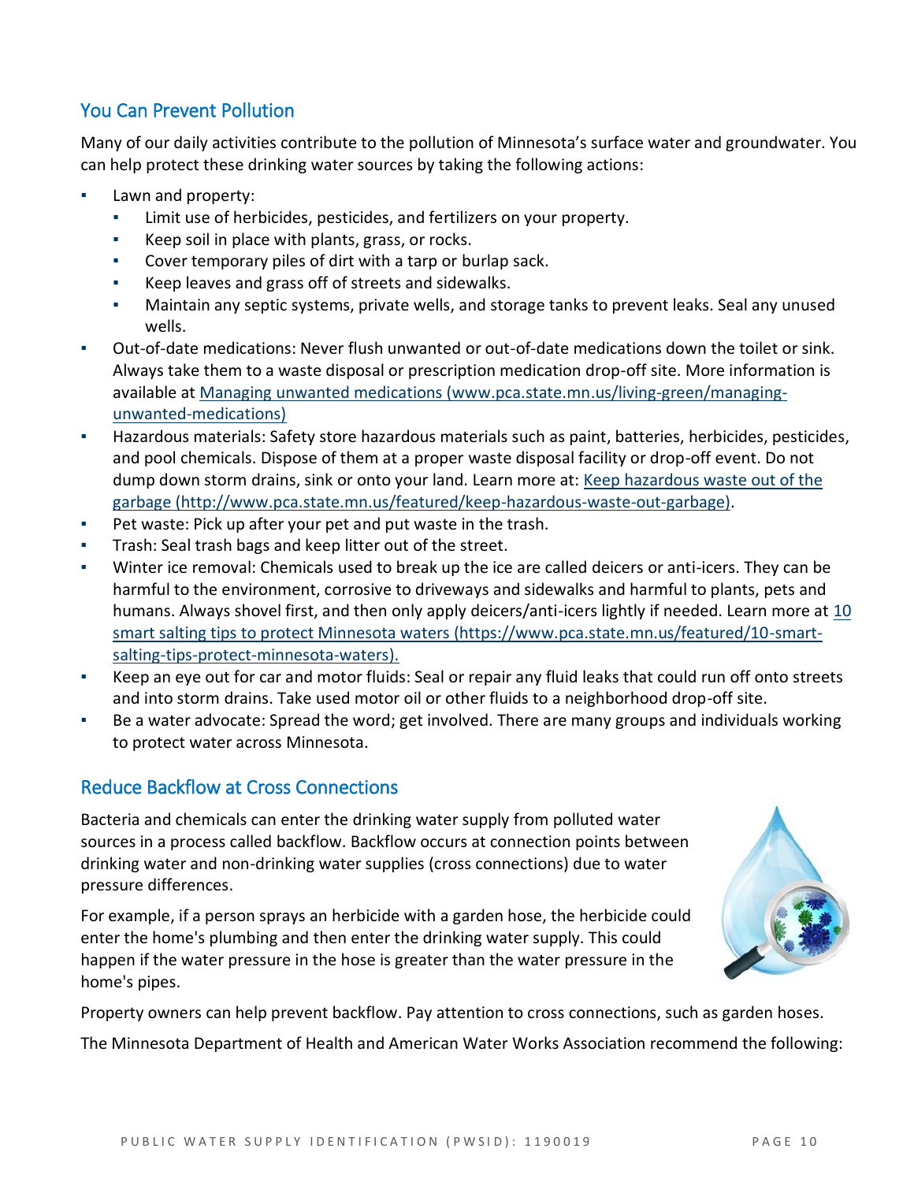## You Can Prevent Pollution

Many of our daily activities contribute to the pollution of Minnesota's surface water and groundwater. You can help protect these drinking water sources by taking the following actions:

- Lawn and property:
  - Limit use of herbicides, pesticides, and fertilizers on your property.
  - Keep soil in place with plants, grass, or rocks.
  - Cover temporary piles of dirt with a tarp or burlap sack.
  - Keep leaves and grass off of streets and sidewalks.
  - Maintain any septic systems, private wells, and storage tanks to prevent leaks. Seal any unused wells.
- Out-of-date medications: Never flush unwanted or out-of-date medications down the toilet or sink. Always take them to a waste disposal or prescription medication drop-off site. More information is available at [Managing unwanted medications (www.pca.state.mn.us/living-green/managing-unwanted-medications)](www.pca.state.mn.us/living-green/managing-unwanted-medications)
- Hazardous materials: Safety store hazardous materials such as paint, batteries, herbicides, pesticides, and pool chemicals. Dispose of them at a proper waste disposal facility or drop-off event. Do not dump down storm drains, sink or onto your land. Learn more at: [Keep hazardous waste out of the garbage (http://www.pca.state.mn.us/featured/keep-hazardous-waste-out-garbage)](http://www.pca.state.mn.us/featured/keep-hazardous-waste-out-garbage).
- Pet waste: Pick up after your pet and put waste in the trash.
- Trash: Seal trash bags and keep litter out of the street.
- Winter ice removal: Chemicals used to break up the ice are called deicers or anti-icers. They can be harmful to the environment, corrosive to driveways and sidewalks and harmful to plants, pets and humans. Always shovel first, and then only apply deicers/anti-icers lightly if needed. Learn more at [10 smart salting tips to protect Minnesota waters (https://www.pca.state.mn.us/featured/10-smart-salting-tips-protect-minnesota-waters).](https://www.pca.state.mn.us/featured/10-smart-salting-tips-protect-minnesota-waters)
- Keep an eye out for car and motor fluids: Seal or repair any fluid leaks that could run off onto streets and into storm drains. Take used motor oil or other fluids to a neighborhood drop-off site.
- Be a water advocate: Spread the word; get involved. There are many groups and individuals working to protect water across Minnesota.

## Reduce Backflow at Cross Connections

Bacteria and chemicals can enter the drinking water supply from polluted water sources in a process called backflow. Backflow occurs at connection points between drinking water and non-drinking water supplies (cross connections) due to water pressure differences.

For example, if a person sprays an herbicide with a garden hose, the herbicide could enter the home's plumbing and then enter the drinking water supply. This could happen if the water pressure in the hose is greater than the water pressure in the home's pipes.

Property owners can help prevent backflow. Pay attention to cross connections, such as garden hoses.

The Minnesota Department of Health and American Water Works Association recommend the following: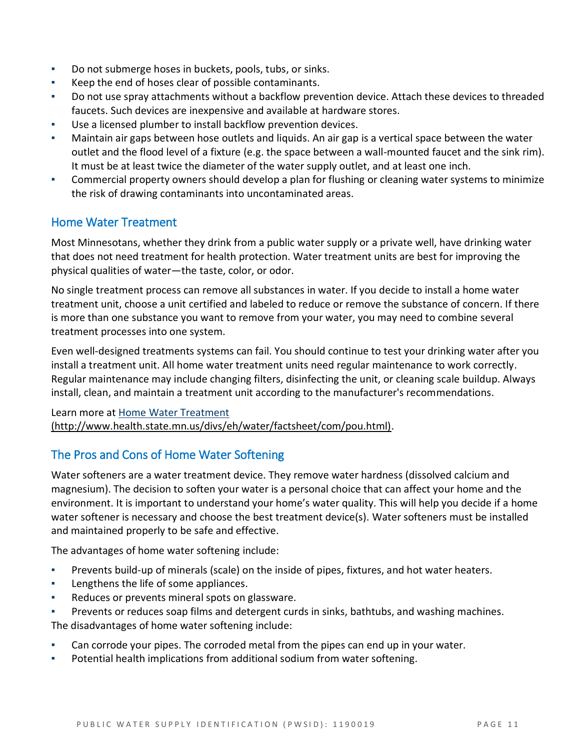- Do not submerge hoses in buckets, pools, tubs, or sinks.
- Keep the end of hoses clear of possible contaminants.
- Do not use spray attachments without a backflow prevention device. Attach these devices to threaded faucets. Such devices are inexpensive and available at hardware stores.
- Use a licensed plumber to install backflow prevention devices.
- Maintain air gaps between hose outlets and liquids. An air gap is a vertical space between the water outlet and the flood level of a fixture (e.g. the space between a wall-mounted faucet and the sink rim). It must be at least twice the diameter of the water supply outlet, and at least one inch.
- Commercial property owners should develop a plan for flushing or cleaning water systems to minimize the risk of drawing contaminants into uncontaminated areas.

## Home Water Treatment

Most Minnesotans, whether they drink from a public water supply or a private well, have drinking water that does not need treatment for health protection. Water treatment units are best for improving the physical qualities of water—the taste, color, or odor.

No single treatment process can remove all substances in water. If you decide to install a home water treatment unit, choose a unit certified and labeled to reduce or remove the substance of concern. If there is more than one substance you want to remove from your water, you may need to combine several treatment processes into one system.

Even well-designed treatments systems can fail. You should continue to test your drinking water after you install a treatment unit. All home water treatment units need regular maintenance to work correctly. Regular maintenance may include changing filters, disinfecting the unit, or cleaning scale buildup. Always install, clean, and maintain a treatment unit according to the manufacturer's recommendations.

Learn more at [Home Water Treatment (http://www.health.state.mn.us/divs/eh/water/factsheet/com/pou.html)](http://www.health.state.mn.us/divs/eh/water/factsheet/com/pou.html).

## The Pros and Cons of Home Water Softening

Water softeners are a water treatment device. They remove water hardness (dissolved calcium and magnesium). The decision to soften your water is a personal choice that can affect your home and the environment. It is important to understand your home's water quality. This will help you decide if a home water softener is necessary and choose the best treatment device(s). Water softeners must be installed and maintained properly to be safe and effective.

The advantages of home water softening include:

- Prevents build-up of minerals (scale) on the inside of pipes, fixtures, and hot water heaters.
- Lengthens the life of some appliances.
- Reduces or prevents mineral spots on glassware.
- Prevents or reduces soap films and detergent curds in sinks, bathtubs, and washing machines.

The disadvantages of home water softening include:

- Can corrode your pipes. The corroded metal from the pipes can end up in your water.
- Potential health implications from additional sodium from water softening.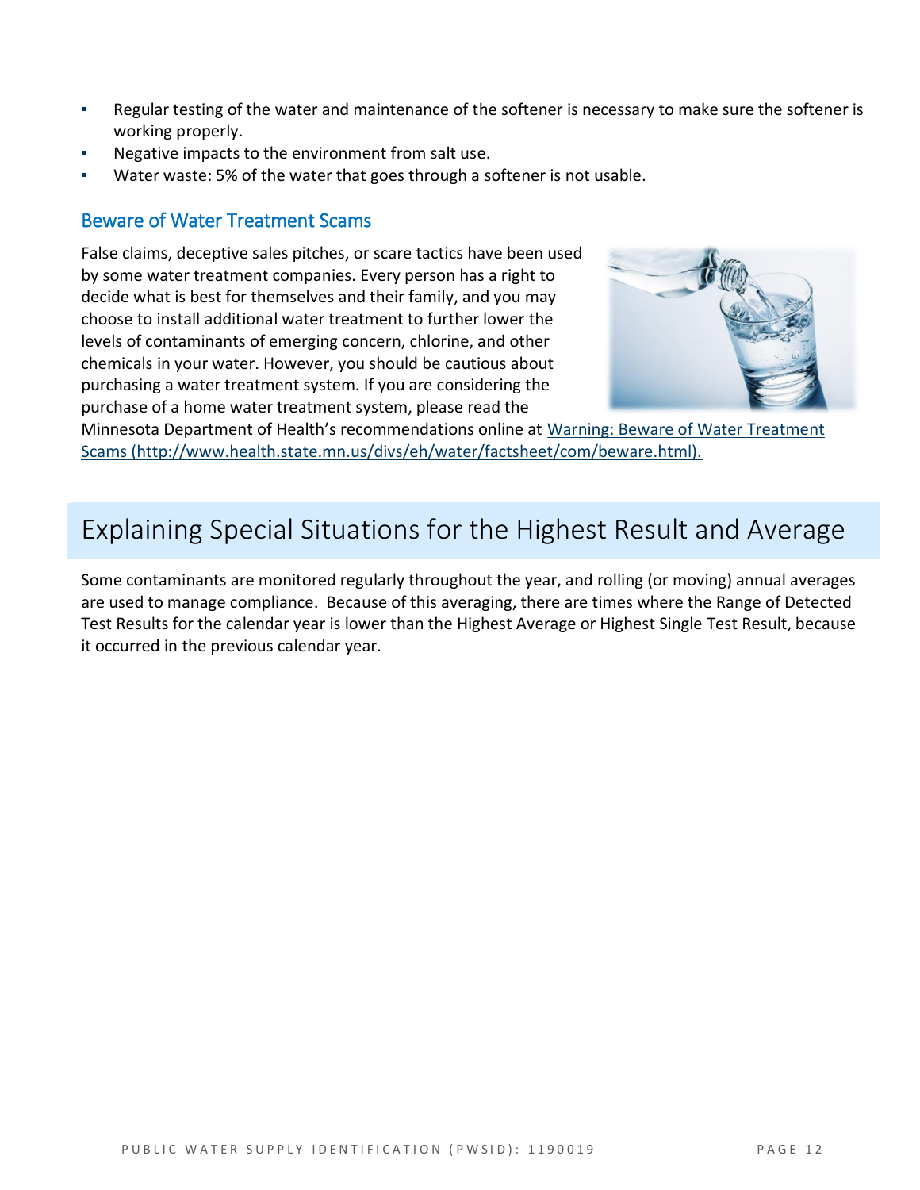- Regular testing of the water and maintenance of the softener is necessary to make sure the softener is working properly.
- Negative impacts to the environment from salt use.
- Water waste: 5% of the water that goes through a softener is not usable.

### Beware of Water Treatment Scams

False claims, deceptive sales pitches, or scare tactics have been used by some water treatment companies. Every person has a right to decide what is best for themselves and their family, and you may choose to install additional water treatment to further lower the levels of contaminants of emerging concern, chlorine, and other chemicals in your water. However, you should be cautious about purchasing a water treatment system. If you are considering the purchase of a home water treatment system, please read the Minnesota Department of Health's recommendations online at [Warning: Beware of Water Treatment Scams (http://www.health.state.mn.us/divs/eh/water/factsheet/com/beware.html).](http://www.health.state.mn.us/divs/eh/water/factsheet/com/beware.html)

## Explaining Special Situations for the Highest Result and Average

Some contaminants are monitored regularly throughout the year, and rolling (or moving) annual averages are used to manage compliance. Because of this averaging, there are times where the Range of Detected Test Results for the calendar year is lower than the Highest Average or Highest Single Test Result, because it occurred in the previous calendar year.